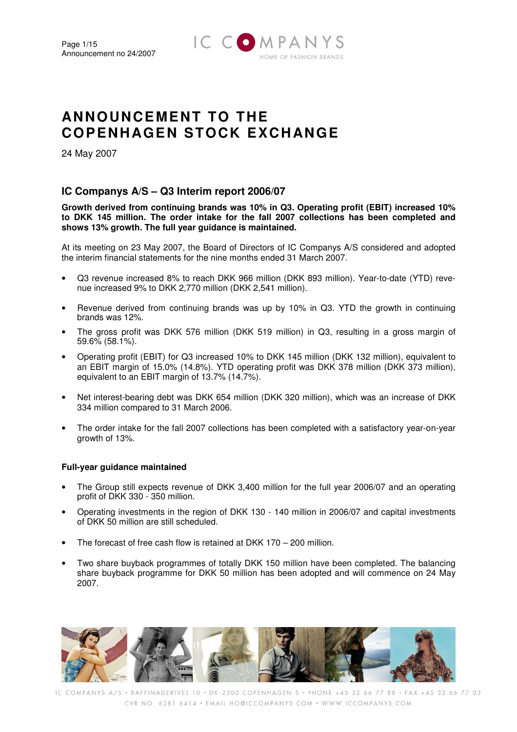# ANNOUNCEMENT TO THE COPENHAGEN STOCK EXCHANGE

24 May 2007

## IC Companys A/S – Q3 Interim report 2006/07

**Growth derived from continuing brands was 10% in Q3. Operating profit (EBIT) increased 10% to DKK 145 million. The order intake for the fall 2007 collections has been completed and shows 13% growth. The full year guidance is maintained.**

At its meeting on 23 May 2007, the Board of Directors of IC Companys A/S considered and adopted the interim financial statements for the nine months ended 31 March 2007.

- Q3 revenue increased 8% to reach DKK 966 million (DKK 893 million). Year-to-date (YTD) revenue increased 9% to DKK 2,770 million (DKK 2,541 million).
- Revenue derived from continuing brands was up by 10% in Q3. YTD the growth in continuing brands was 12%.
- The gross profit was DKK 576 million (DKK 519 million) in Q3, resulting in a gross margin of 59.6% (58.1%).
- Operating profit (EBIT) for Q3 increased 10% to DKK 145 million (DKK 132 million), equivalent to an EBIT margin of 15.0% (14.8%). YTD operating profit was DKK 378 million (DKK 373 million), equivalent to an EBIT margin of 13.7% (14.7%).
- Net interest-bearing debt was DKK 654 million (DKK 320 million), which was an increase of DKK 334 million compared to 31 March 2006.
- The order intake for the fall 2007 collections has been completed with a satisfactory year-on-year growth of 13%.

### Full-year guidance maintained

- The Group still expects revenue of DKK 3,400 million for the full year 2006/07 and an operating profit of DKK 330 - 350 million.
- Operating investments in the region of DKK 130 - 140 million in 2006/07 and capital investments of DKK 50 million are still scheduled.
- The forecast of free cash flow is retained at DKK 170 – 200 million.
- Two share buyback programmes of totally DKK 150 million have been completed. The balancing share buyback programme for DKK 50 million has been adopted and will commence on 24 May 2007.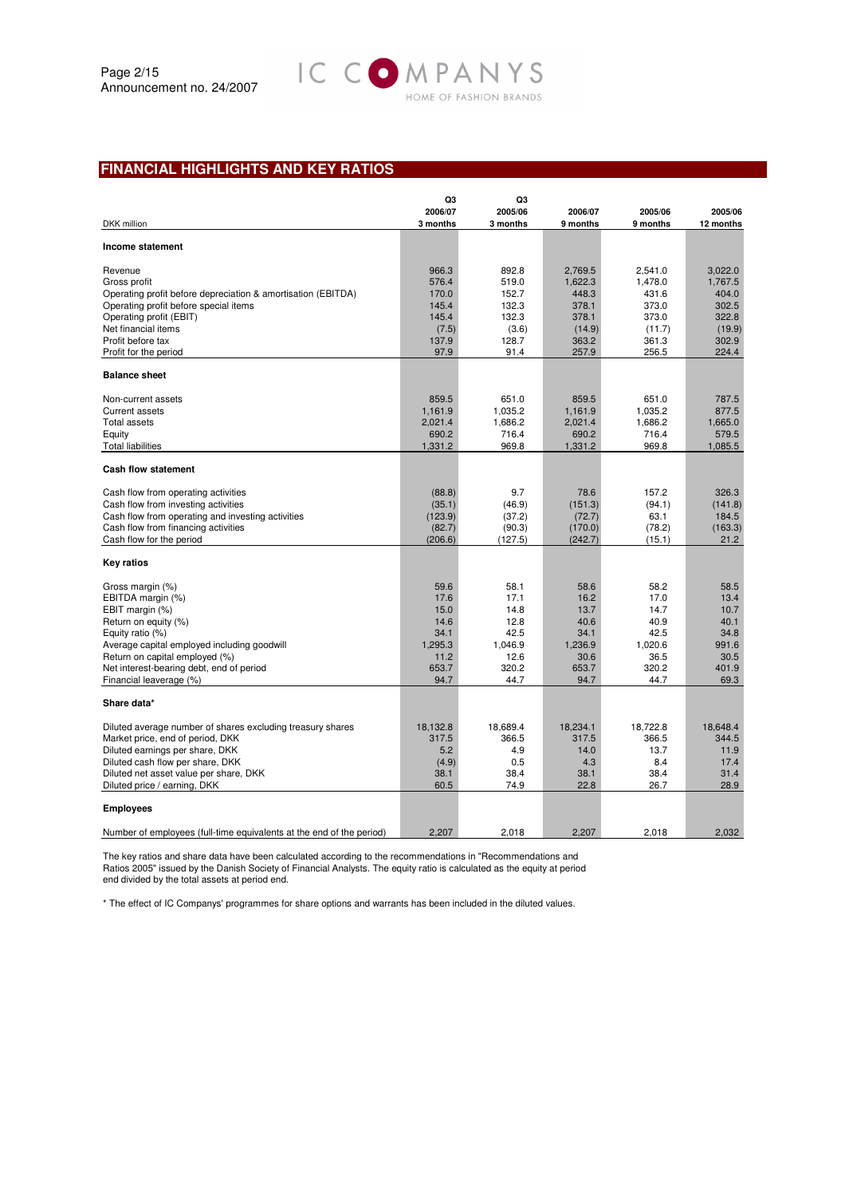## FINANCIAL HIGHLIGHTS AND KEY RATIOS

| DKK million | Q3 2006/07 3 months | Q3 2005/06 3 months | 2006/07 9 months | 2005/06 9 months | 2005/06 12 months |
|---|---|---|---|---|---|
| **Income statement** | | | | | |
| Revenue | 966.3 | 892.8 | 2,769.5 | 2,541.0 | 3,022.0 |
| Gross profit | 576.4 | 519.0 | 1,622.3 | 1,478.0 | 1,767.5 |
| Operating profit before depreciation & amortisation (EBITDA) | 170.0 | 152.7 | 448.3 | 431.6 | 404.0 |
| Operating profit before special items | 145.4 | 132.3 | 378.1 | 373.0 | 302.5 |
| Operating profit (EBIT) | 145.4 | 132.3 | 378.1 | 373.0 | 322.8 |
| Net financial items | (7.5) | (3.6) | (14.9) | (11.7) | (19.9) |
| Profit before tax | 137.9 | 128.7 | 363.2 | 361.3 | 302.9 |
| Profit for the period | 97.9 | 91.4 | 257.9 | 256.5 | 224.4 |
| **Balance sheet** | | | | | |
| Non-current assets | 859.5 | 651.0 | 859.5 | 651.0 | 787.5 |
| Current assets | 1,161.9 | 1,035.2 | 1,161.9 | 1,035.2 | 877.5 |
| Total assets | 2,021.4 | 1,686.2 | 2,021.4 | 1,686.2 | 1,665.0 |
| Equity | 690.2 | 716.4 | 690.2 | 716.4 | 579.5 |
| Total liabilities | 1,331.2 | 969.8 | 1,331.2 | 969.8 | 1,085.5 |
| **Cash flow statement** | | | | | |
| Cash flow from operating activities | (88.8) | 9.7 | 78.6 | 157.2 | 326.3 |
| Cash flow from investing activities | (35.1) | (46.9) | (151.3) | (94.1) | (141.8) |
| Cash flow from operating and investing activities | (123.9) | (37.2) | (72.7) | 63.1 | 184.5 |
| Cash flow from financing activities | (82.7) | (90.3) | (170.0) | (78.2) | (163.3) |
| Cash flow for the period | (206.6) | (127.5) | (242.7) | (15.1) | 21.2 |
| **Key ratios** | | | | | |
| Gross margin (%) | 59.6 | 58.1 | 58.6 | 58.2 | 58.5 |
| EBITDA margin (%) | 17.6 | 17.1 | 16.2 | 17.0 | 13.4 |
| EBIT margin (%) | 15.0 | 14.8 | 13.7 | 14.7 | 10.7 |
| Return on equity (%) | 14.6 | 12.8 | 40.6 | 40.9 | 40.1 |
| Equity ratio (%) | 34.1 | 42.5 | 34.1 | 42.5 | 34.8 |
| Average capital employed including goodwill | 1,295.3 | 1,046.9 | 1,236.9 | 1,020.6 | 991.6 |
| Return on capital employed (%) | 11.2 | 12.6 | 30.6 | 36.5 | 30.5 |
| Net interest-bearing debt, end of period | 653.7 | 320.2 | 653.7 | 320.2 | 401.9 |
| Financial leaverage (%) | 94.7 | 44.7 | 94.7 | 44.7 | 69.3 |
| **Share data*** | | | | | |
| Diluted average number of shares excluding treasury shares | 18,132.8 | 18,689.4 | 18,234.1 | 18,722.8 | 18,648.4 |
| Market price, end of period, DKK | 317.5 | 366.5 | 317.5 | 366.5 | 344.5 |
| Diluted earnings per share, DKK | 5.2 | 4.9 | 14.0 | 13.7 | 11.9 |
| Diluted cash flow per share, DKK | (4.9) | 0.5 | 4.3 | 8.4 | 17.4 |
| Diluted net asset value per share, DKK | 38.1 | 38.4 | 38.1 | 38.4 | 31.4 |
| Diluted price / earning, DKK | 60.5 | 74.9 | 22.8 | 26.7 | 28.9 |
| **Employees** | | | | | |
| Number of employees (full-time equivalents at the end of the period) | 2,207 | 2,018 | 2,207 | 2,018 | 2,032 |

The key ratios and share data have been calculated according to the recommendations in "Recommendations and Ratios 2005" issued by the Danish Society of Financial Analysts. The equity ratio is calculated as the equity at period end divided by the total assets at period end.

* The effect of IC Companys' programmes for share options and warrants has been included in the diluted values.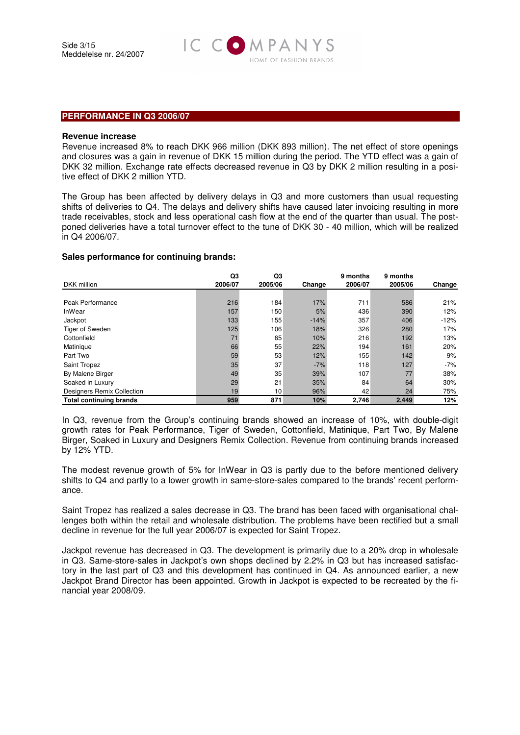## PERFORMANCE IN Q3 2006/07

### Revenue increase

Revenue increased 8% to reach DKK 966 million (DKK 893 million). The net effect of store openings and closures was a gain in revenue of DKK 15 million during the period. The YTD effect was a gain of DKK 32 million. Exchange rate effects decreased revenue in Q3 by DKK 2 million resulting in a positive effect of DKK 2 million YTD.

The Group has been affected by delivery delays in Q3 and more customers than usual requesting shifts of deliveries to Q4. The delays and delivery shifts have caused later invoicing resulting in more trade receivables, stock and less operational cash flow at the end of the quarter than usual. The postponed deliveries have a total turnover effect to the tune of DKK 30 - 40 million, which will be realized in Q4 2006/07.

### Sales performance for continuing brands:

| DKK million | Q3 2006/07 | Q3 2005/06 | Change | 9 months 2006/07 | 9 months 2005/06 | Change |
|---|---|---|---|---|---|---|
| Peak Performance | 216 | 184 | 17% | 711 | 586 | 21% |
| InWear | 157 | 150 | 5% | 436 | 390 | 12% |
| Jackpot | 133 | 155 | -14% | 357 | 406 | -12% |
| Tiger of Sweden | 125 | 106 | 18% | 326 | 280 | 17% |
| Cottonfield | 71 | 65 | 10% | 216 | 192 | 13% |
| Matinique | 66 | 55 | 22% | 194 | 161 | 20% |
| Part Two | 59 | 53 | 12% | 155 | 142 | 9% |
| Saint Tropez | 35 | 37 | -7% | 118 | 127 | -7% |
| By Malene Birger | 49 | 35 | 39% | 107 | 77 | 38% |
| Soaked in Luxury | 29 | 21 | 35% | 84 | 64 | 30% |
| Designers Remix Collection | 19 | 10 | 96% | 42 | 24 | 75% |
| **Total continuing brands** | **959** | **871** | **10%** | **2,746** | **2,449** | **12%** |

In Q3, revenue from the Group's continuing brands showed an increase of 10%, with double-digit growth rates for Peak Performance, Tiger of Sweden, Cottonfield, Matinique, Part Two, By Malene Birger, Soaked in Luxury and Designers Remix Collection. Revenue from continuing brands increased by 12% YTD.

The modest revenue growth of 5% for InWear in Q3 is partly due to the before mentioned delivery shifts to Q4 and partly to a lower growth in same-store-sales compared to the brands' recent performance.

Saint Tropez has realized a sales decrease in Q3. The brand has been faced with organisational challenges both within the retail and wholesale distribution. The problems have been rectified but a small decline in revenue for the full year 2006/07 is expected for Saint Tropez.

Jackpot revenue has decreased in Q3. The development is primarily due to a 20% drop in wholesale in Q3. Same-store-sales in Jackpot's own shops declined by 2.2% in Q3 but has increased satisfactory in the last part of Q3 and this development has continued in Q4. As announced earlier, a new Jackpot Brand Director has been appointed. Growth in Jackpot is expected to be recreated by the financial year 2008/09.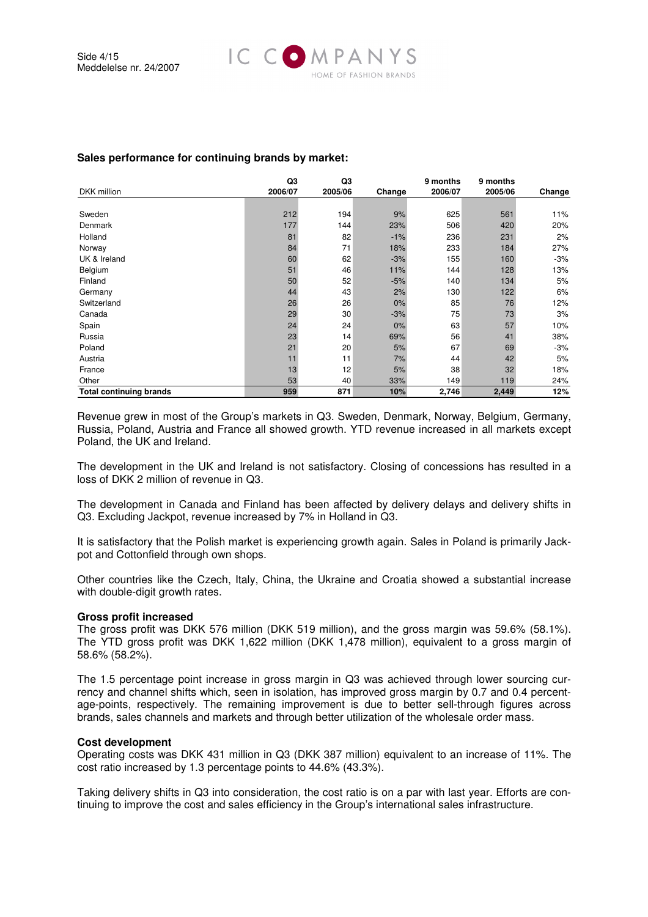**Sales performance for continuing brands by market:**

| DKK million | Q3 2006/07 | Q3 2005/06 | Change | 9 months 2006/07 | 9 months 2005/06 | Change |
|---|---|---|---|---|---|---|
| Sweden | 212 | 194 | 9% | 625 | 561 | 11% |
| Denmark | 177 | 144 | 23% | 506 | 420 | 20% |
| Holland | 81 | 82 | -1% | 236 | 231 | 2% |
| Norway | 84 | 71 | 18% | 233 | 184 | 27% |
| UK & Ireland | 60 | 62 | -3% | 155 | 160 | -3% |
| Belgium | 51 | 46 | 11% | 144 | 128 | 13% |
| Finland | 50 | 52 | -5% | 140 | 134 | 5% |
| Germany | 44 | 43 | 2% | 130 | 122 | 6% |
| Switzerland | 26 | 26 | 0% | 85 | 76 | 12% |
| Canada | 29 | 30 | -3% | 75 | 73 | 3% |
| Spain | 24 | 24 | 0% | 63 | 57 | 10% |
| Russia | 23 | 14 | 69% | 56 | 41 | 38% |
| Poland | 21 | 20 | 5% | 67 | 69 | -3% |
| Austria | 11 | 11 | 7% | 44 | 42 | 5% |
| France | 13 | 12 | 5% | 38 | 32 | 18% |
| Other | 53 | 40 | 33% | 149 | 119 | 24% |
| **Total continuing brands** | **959** | **871** | **10%** | **2,746** | **2,449** | **12%** |

Revenue grew in most of the Group's markets in Q3. Sweden, Denmark, Norway, Belgium, Germany, Russia, Poland, Austria and France all showed growth. YTD revenue increased in all markets except Poland, the UK and Ireland.

The development in the UK and Ireland is not satisfactory. Closing of concessions has resulted in a loss of DKK 2 million of revenue in Q3.

The development in Canada and Finland has been affected by delivery delays and delivery shifts in Q3. Excluding Jackpot, revenue increased by 7% in Holland in Q3.

It is satisfactory that the Polish market is experiencing growth again. Sales in Poland is primarily Jackpot and Cottonfield through own shops.

Other countries like the Czech, Italy, China, the Ukraine and Croatia showed a substantial increase with double-digit growth rates.

**Gross profit increased**

The gross profit was DKK 576 million (DKK 519 million), and the gross margin was 59.6% (58.1%). The YTD gross profit was DKK 1,622 million (DKK 1,478 million), equivalent to a gross margin of 58.6% (58.2%).

The 1.5 percentage point increase in gross margin in Q3 was achieved through lower sourcing currency and channel shifts which, seen in isolation, has improved gross margin by 0.7 and 0.4 percentage-points, respectively. The remaining improvement is due to better sell-through figures across brands, sales channels and markets and through better utilization of the wholesale order mass.

**Cost development**

Operating costs was DKK 431 million in Q3 (DKK 387 million) equivalent to an increase of 11%. The cost ratio increased by 1.3 percentage points to 44.6% (43.3%).

Taking delivery shifts in Q3 into consideration, the cost ratio is on a par with last year. Efforts are continuing to improve the cost and sales efficiency in the Group's international sales infrastructure.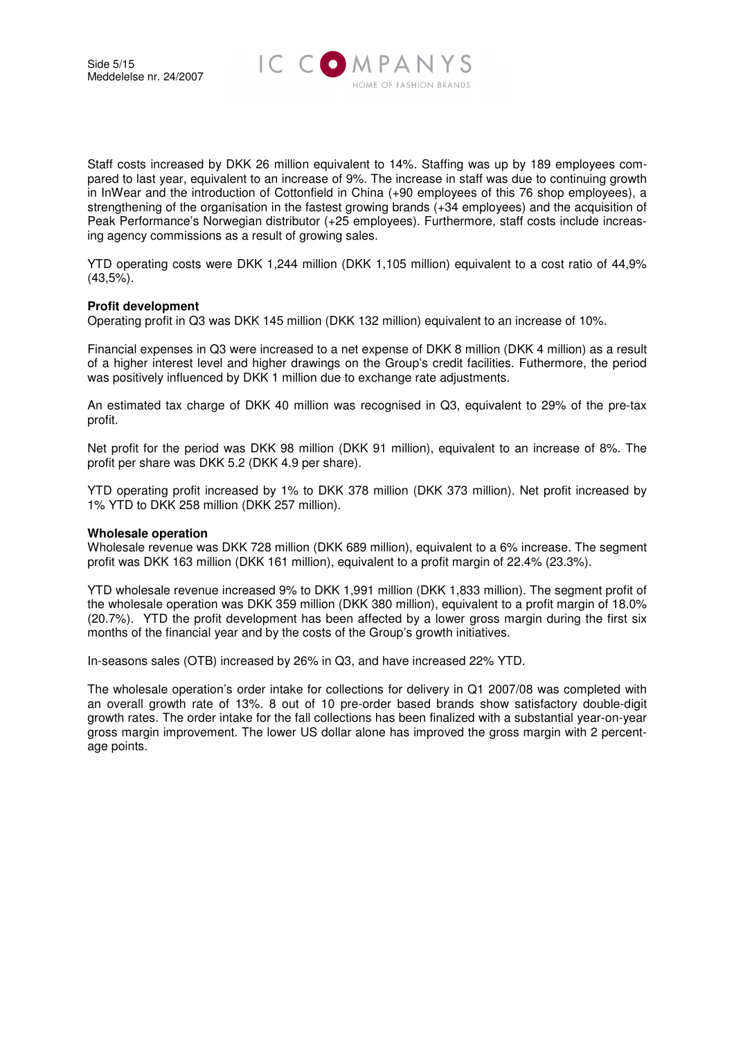Staff costs increased by DKK 26 million equivalent to 14%. Staffing was up by 189 employees compared to last year, equivalent to an increase of 9%. The increase in staff was due to continuing growth in InWear and the introduction of Cottonfield in China (+90 employees of this 76 shop employees), a strengthening of the organisation in the fastest growing brands (+34 employees) and the acquisition of Peak Performance's Norwegian distributor (+25 employees). Furthermore, staff costs include increasing agency commissions as a result of growing sales.

YTD operating costs were DKK 1,244 million (DKK 1,105 million) equivalent to a cost ratio of 44,9% (43,5%).

**Profit development**

Operating profit in Q3 was DKK 145 million (DKK 132 million) equivalent to an increase of 10%.

Financial expenses in Q3 were increased to a net expense of DKK 8 million (DKK 4 million) as a result of a higher interest level and higher drawings on the Group's credit facilities. Futhermore, the period was positively influenced by DKK 1 million due to exchange rate adjustments.

An estimated tax charge of DKK 40 million was recognised in Q3, equivalent to 29% of the pre-tax profit.

Net profit for the period was DKK 98 million (DKK 91 million), equivalent to an increase of 8%. The profit per share was DKK 5.2 (DKK 4.9 per share).

YTD operating profit increased by 1% to DKK 378 million (DKK 373 million). Net profit increased by 1% YTD to DKK 258 million (DKK 257 million).

**Wholesale operation**

Wholesale revenue was DKK 728 million (DKK 689 million), equivalent to a 6% increase. The segment profit was DKK 163 million (DKK 161 million), equivalent to a profit margin of 22.4% (23.3%).

YTD wholesale revenue increased 9% to DKK 1,991 million (DKK 1,833 million). The segment profit of the wholesale operation was DKK 359 million (DKK 380 million), equivalent to a profit margin of 18.0% (20.7%). YTD the profit development has been affected by a lower gross margin during the first six months of the financial year and by the costs of the Group's growth initiatives.

In-seasons sales (OTB) increased by 26% in Q3, and have increased 22% YTD.

The wholesale operation's order intake for collections for delivery in Q1 2007/08 was completed with an overall growth rate of 13%. 8 out of 10 pre-order based brands show satisfactory double-digit growth rates. The order intake for the fall collections has been finalized with a substantial year-on-year gross margin improvement. The lower US dollar alone has improved the gross margin with 2 percentage points.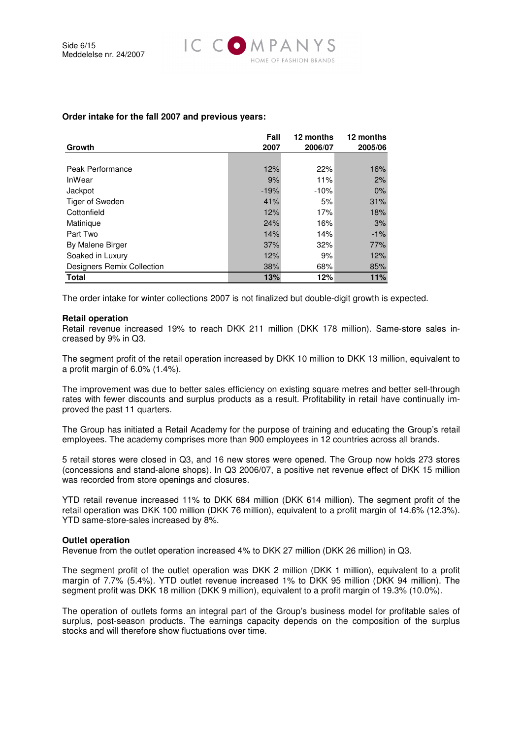**Order intake for the fall 2007 and previous years:**

| Growth | Fall 2007 | 12 months 2006/07 | 12 months 2005/06 |
|---|---|---|---|
| Peak Performance | 12% | 22% | 16% |
| InWear | 9% | 11% | 2% |
| Jackpot | -19% | -10% | 0% |
| Tiger of Sweden | 41% | 5% | 31% |
| Cottonfield | 12% | 17% | 18% |
| Matinique | 24% | 16% | 3% |
| Part Two | 14% | 14% | -1% |
| By Malene Birger | 37% | 32% | 77% |
| Soaked in Luxury | 12% | 9% | 12% |
| Designers Remix Collection | 38% | 68% | 85% |
| **Total** | **13%** | **12%** | **11%** |

The order intake for winter collections 2007 is not finalized but double-digit growth is expected.

**Retail operation**

Retail revenue increased 19% to reach DKK 211 million (DKK 178 million). Same-store sales increased by 9% in Q3.

The segment profit of the retail operation increased by DKK 10 million to DKK 13 million, equivalent to a profit margin of 6.0% (1.4%).

The improvement was due to better sales efficiency on existing square metres and better sell-through rates with fewer discounts and surplus products as a result. Profitability in retail have continually improved the past 11 quarters.

The Group has initiated a Retail Academy for the purpose of training and educating the Group's retail employees. The academy comprises more than 900 employees in 12 countries across all brands.

5 retail stores were closed in Q3, and 16 new stores were opened. The Group now holds 273 stores (concessions and stand-alone shops). In Q3 2006/07, a positive net revenue effect of DKK 15 million was recorded from store openings and closures.

YTD retail revenue increased 11% to DKK 684 million (DKK 614 million). The segment profit of the retail operation was DKK 100 million (DKK 76 million), equivalent to a profit margin of 14.6% (12.3%). YTD same-store-sales increased by 8%.

**Outlet operation**

Revenue from the outlet operation increased 4% to DKK 27 million (DKK 26 million) in Q3.

The segment profit of the outlet operation was DKK 2 million (DKK 1 million), equivalent to a profit margin of 7.7% (5.4%). YTD outlet revenue increased 1% to DKK 95 million (DKK 94 million). The segment profit was DKK 18 million (DKK 9 million), equivalent to a profit margin of 19.3% (10.0%).

The operation of outlets forms an integral part of the Group's business model for profitable sales of surplus, post-season products. The earnings capacity depends on the composition of the surplus stocks and will therefore show fluctuations over time.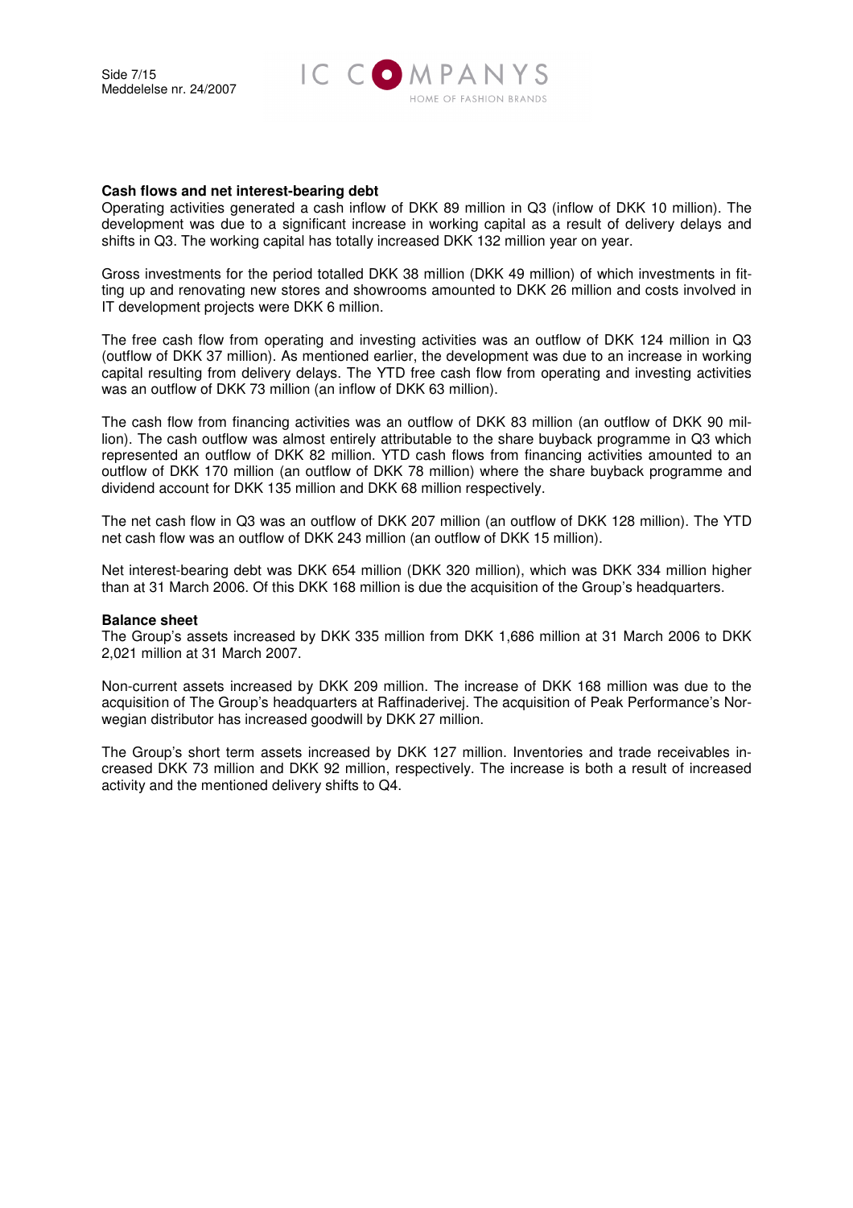**Cash flows and net interest-bearing debt**

Operating activities generated a cash inflow of DKK 89 million in Q3 (inflow of DKK 10 million). The development was due to a significant increase in working capital as a result of delivery delays and shifts in Q3. The working capital has totally increased DKK 132 million year on year.

Gross investments for the period totalled DKK 38 million (DKK 49 million) of which investments in fitting up and renovating new stores and showrooms amounted to DKK 26 million and costs involved in IT development projects were DKK 6 million.

The free cash flow from operating and investing activities was an outflow of DKK 124 million in Q3 (outflow of DKK 37 million). As mentioned earlier, the development was due to an increase in working capital resulting from delivery delays. The YTD free cash flow from operating and investing activities was an outflow of DKK 73 million (an inflow of DKK 63 million).

The cash flow from financing activities was an outflow of DKK 83 million (an outflow of DKK 90 million). The cash outflow was almost entirely attributable to the share buyback programme in Q3 which represented an outflow of DKK 82 million. YTD cash flows from financing activities amounted to an outflow of DKK 170 million (an outflow of DKK 78 million) where the share buyback programme and dividend account for DKK 135 million and DKK 68 million respectively.

The net cash flow in Q3 was an outflow of DKK 207 million (an outflow of DKK 128 million). The YTD net cash flow was an outflow of DKK 243 million (an outflow of DKK 15 million).

Net interest-bearing debt was DKK 654 million (DKK 320 million), which was DKK 334 million higher than at 31 March 2006. Of this DKK 168 million is due the acquisition of the Group's headquarters.

**Balance sheet**

The Group's assets increased by DKK 335 million from DKK 1,686 million at 31 March 2006 to DKK 2,021 million at 31 March 2007.

Non-current assets increased by DKK 209 million. The increase of DKK 168 million was due to the acquisition of The Group's headquarters at Raffinaderivej. The acquisition of Peak Performance's Norwegian distributor has increased goodwill by DKK 27 million.

The Group's short term assets increased by DKK 127 million. Inventories and trade receivables increased DKK 73 million and DKK 92 million, respectively. The increase is both a result of increased activity and the mentioned delivery shifts to Q4.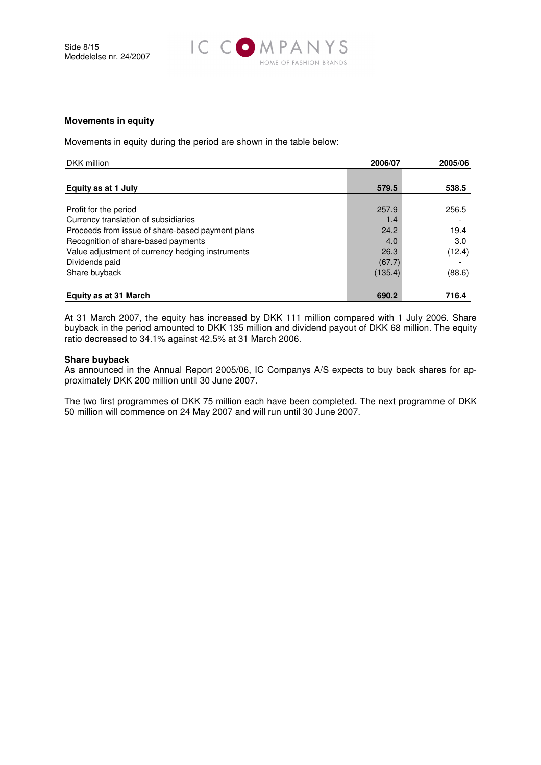## Movements in equity

Movements in equity during the period are shown in the table below:

| DKK million | 2006/07 | 2005/06 |
|---|---|---|
| **Equity as at 1 July** | **579.5** | **538.5** |
| Profit for the period | 257.9 | 256.5 |
| Currency translation of subsidiaries | 1.4 | - |
| Proceeds from issue of share-based payment plans | 24.2 | 19.4 |
| Recognition of share-based payments | 4.0 | 3.0 |
| Value adjustment of currency hedging instruments | 26.3 | (12.4) |
| Dividends paid | (67.7) | - |
| Share buyback | (135.4) | (88.6) |
| **Equity as at 31 March** | **690.2** | **716.4** |

At 31 March 2007, the equity has increased by DKK 111 million compared with 1 July 2006. Share buyback in the period amounted to DKK 135 million and dividend payout of DKK 68 million. The equity ratio decreased to 34.1% against 42.5% at 31 March 2006.

**Share buyback**

As announced in the Annual Report 2005/06, IC Companys A/S expects to buy back shares for approximately DKK 200 million until 30 June 2007.

The two first programmes of DKK 75 million each have been completed. The next programme of DKK 50 million will commence on 24 May 2007 and will run until 30 June 2007.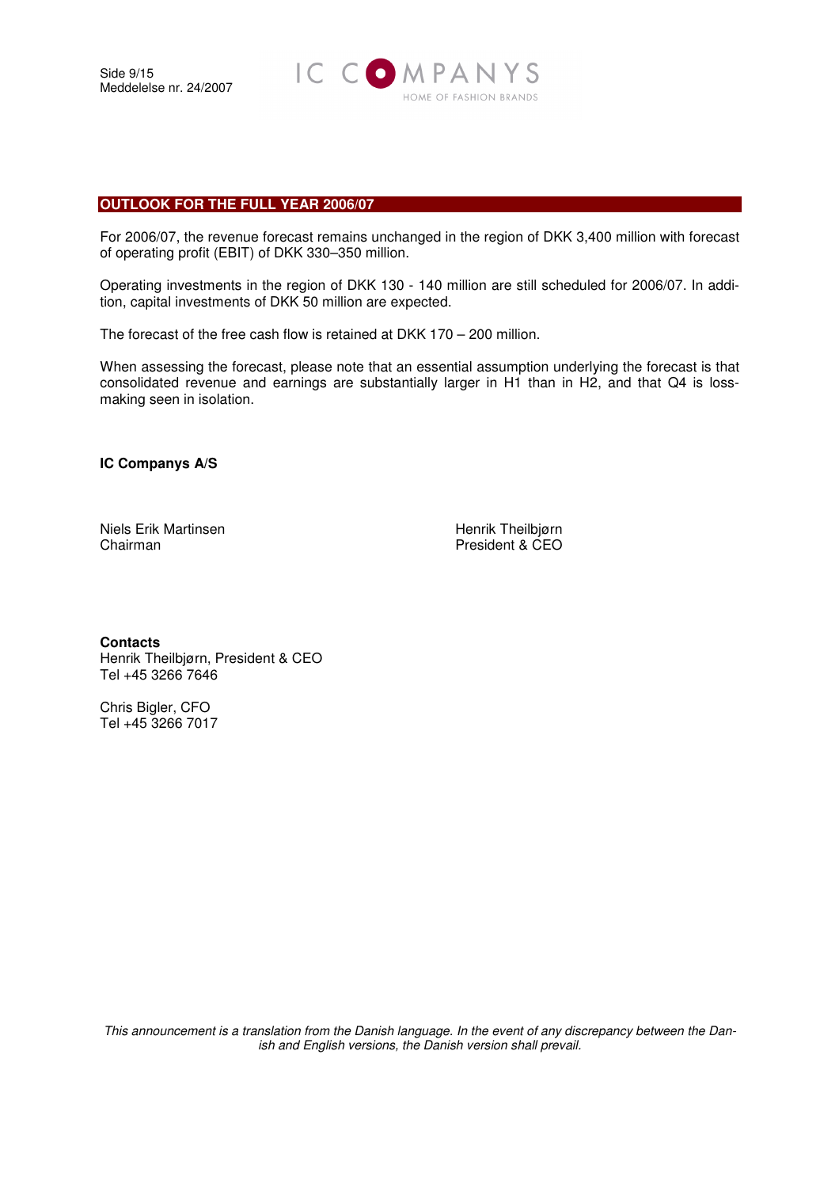## OUTLOOK FOR THE FULL YEAR 2006/07

For 2006/07, the revenue forecast remains unchanged in the region of DKK 3,400 million with forecast of operating profit (EBIT) of DKK 330–350 million.

Operating investments in the region of DKK 130 - 140 million are still scheduled for 2006/07. In addition, capital investments of DKK 50 million are expected.

The forecast of the free cash flow is retained at DKK 170 – 200 million.

When assessing the forecast, please note that an essential assumption underlying the forecast is that consolidated revenue and earnings are substantially larger in H1 than in H2, and that Q4 is loss-making seen in isolation.

**IC Companys A/S**

Niels Erik Martinsen
Chairman

Henrik Theilbjørn
President & CEO

**Contacts**
Henrik Theilbjørn, President & CEO
Tel +45 3266 7646

Chris Bigler, CFO
Tel +45 3266 7017

*This announcement is a translation from the Danish language. In the event of any discrepancy between the Danish and English versions, the Danish version shall prevail.*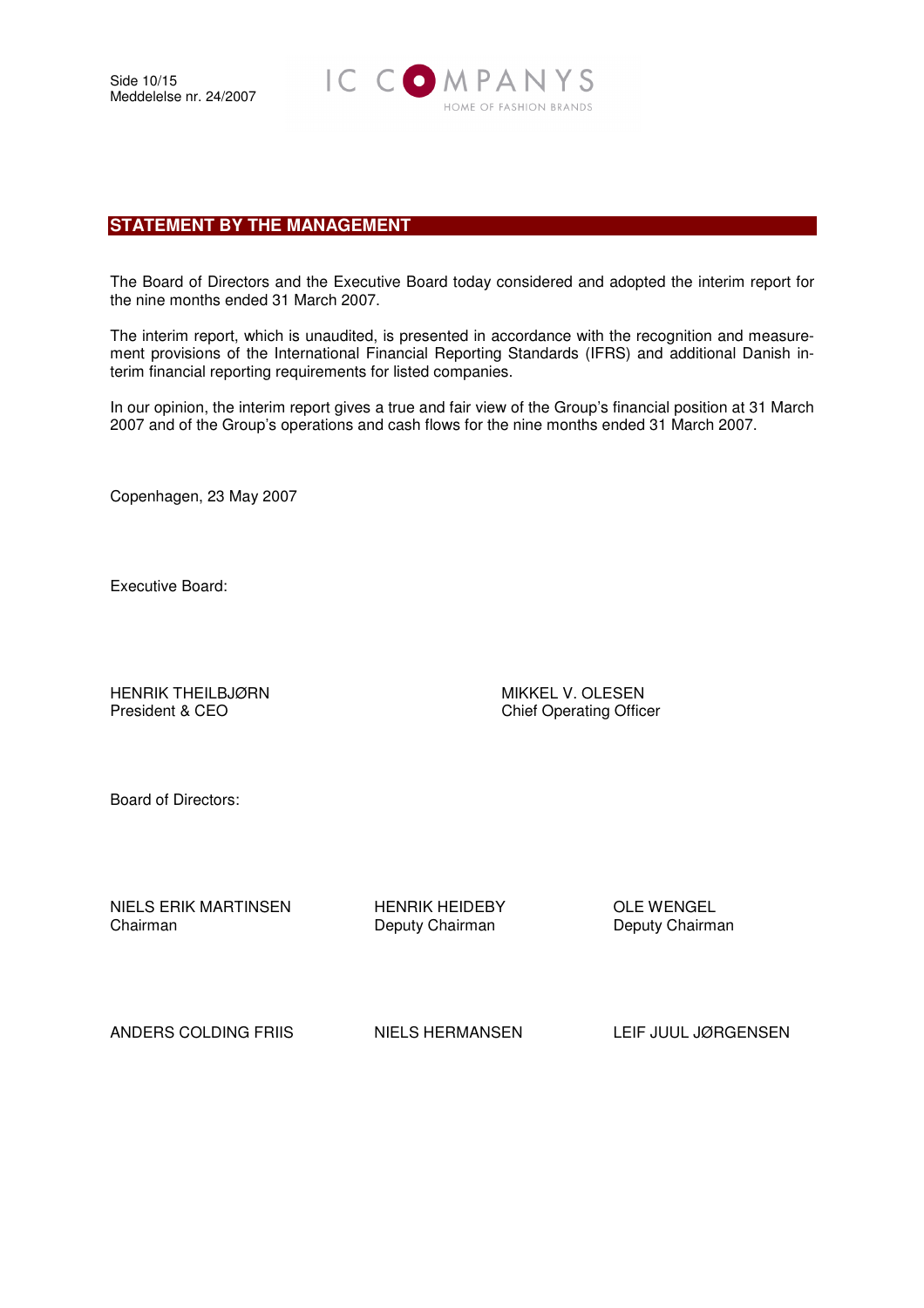## STATEMENT BY THE MANAGEMENT

The Board of Directors and the Executive Board today considered and adopted the interim report for the nine months ended 31 March 2007.

The interim report, which is unaudited, is presented in accordance with the recognition and measurement provisions of the International Financial Reporting Standards (IFRS) and additional Danish interim financial reporting requirements for listed companies.

In our opinion, the interim report gives a true and fair view of the Group's financial position at 31 March 2007 and of the Group's operations and cash flows for the nine months ended 31 March 2007.

Copenhagen, 23 May 2007

Executive Board:

HENRIK THEILBJØRN
President & CEO

MIKKEL V. OLESEN
Chief Operating Officer

Board of Directors:

NIELS ERIK MARTINSEN
Chairman

HENRIK HEIDEBY
Deputy Chairman

OLE WENGEL
Deputy Chairman

ANDERS COLDING FRIIS

NIELS HERMANSEN

LEIF JUUL JØRGENSEN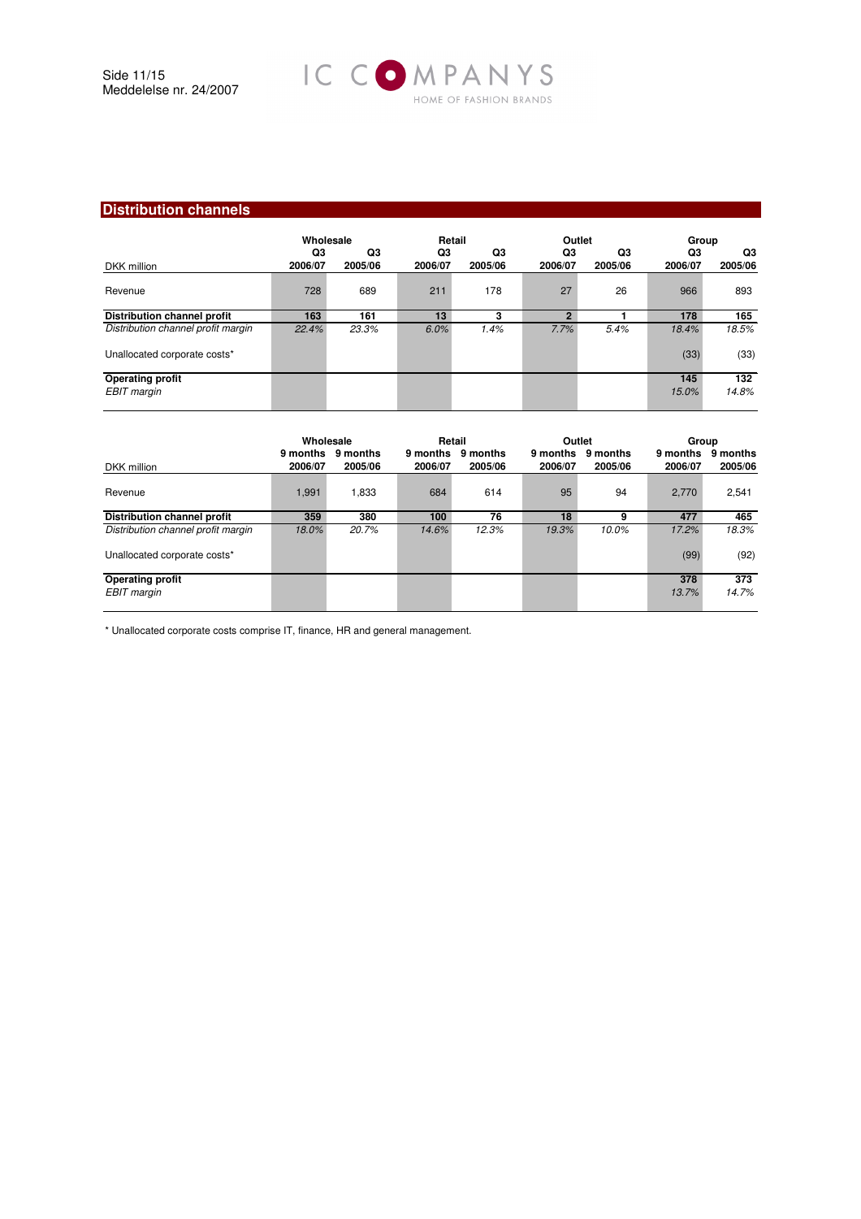## Distribution channels

| DKK million | Wholesale | | Retail | | Outlet | | Group | |
|---|---|---|---|---|---|---|---|---|
| | Q3 2006/07 | Q3 2005/06 | Q3 2006/07 | Q3 2005/06 | Q3 2006/07 | Q3 2005/06 | Q3 2006/07 | Q3 2005/06 |
| Revenue | 728 | 689 | 211 | 178 | 27 | 26 | 966 | 893 |
| **Distribution channel profit** | **163** | **161** | **13** | **3** | **2** | **1** | **178** | **165** |
| *Distribution channel profit margin* | *22.4%* | *23.3%* | *6.0%* | *1.4%* | *7.7%* | *5.4%* | *18.4%* | *18.5%* |
| Unallocated corporate costs* | | | | | | | (33) | (33) |
| **Operating profit** | | | | | | | **145** | **132** |
| *EBIT margin* | | | | | | | *15.0%* | *14.8%* |

| DKK million | Wholesale | | Retail | | Outlet | | Group | |
|---|---|---|---|---|---|---|---|---|
| | 9 months 2006/07 | 9 months 2005/06 | 9 months 2006/07 | 9 months 2005/06 | 9 months 2006/07 | 9 months 2005/06 | 9 months 2006/07 | 9 months 2005/06 |
| Revenue | 1,991 | 1,833 | 684 | 614 | 95 | 94 | 2,770 | 2,541 |
| **Distribution channel profit** | **359** | **380** | **100** | **76** | **18** | **9** | **477** | **465** |
| *Distribution channel profit margin* | *18.0%* | *20.7%* | *14.6%* | *12.3%* | *19.3%* | *10.0%* | *17.2%* | *18.3%* |
| Unallocated corporate costs* | | | | | | | (99) | (92) |
| **Operating profit** | | | | | | | **378** | **373** |
| *EBIT margin* | | | | | | | *13.7%* | *14.7%* |

* Unallocated corporate costs comprise IT, finance, HR and general management.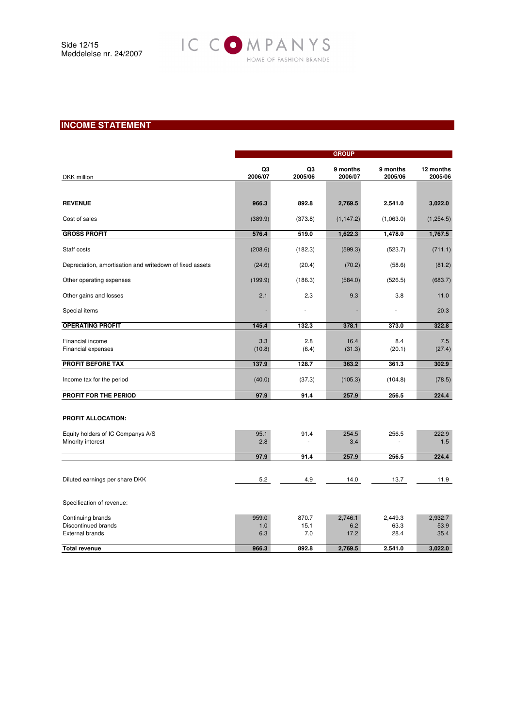## INCOME STATEMENT

| DKK million | Q3 2006/07 | Q3 2005/06 | 9 months 2006/07 | 9 months 2005/06 | 12 months 2005/06 |
|---|---|---|---|---|---|
| | GROUP | | | | |
| **REVENUE** | **966.3** | **892.8** | **2,769.5** | **2,541.0** | **3,022.0** |
| Cost of sales | (389.9) | (373.8) | (1,147.2) | (1,063.0) | (1,254.5) |
| **GROSS PROFIT** | **576.4** | **519.0** | **1,622.3** | **1,478.0** | **1,767.5** |
| Staff costs | (208.6) | (182.3) | (599.3) | (523.7) | (711.1) |
| Depreciation, amortisation and writedown of fixed assets | (24.6) | (20.4) | (70.2) | (58.6) | (81.2) |
| Other operating expenses | (199.9) | (186.3) | (584.0) | (526.5) | (683.7) |
| Other gains and losses | 2.1 | 2.3 | 9.3 | 3.8 | 11.0 |
| Special items | - | - | - | - | 20.3 |
| **OPERATING PROFIT** | **145.4** | **132.3** | **378.1** | **373.0** | **322.8** |
| Financial income | 3.3 | 2.8 | 16.4 | 8.4 | 7.5 |
| Financial expenses | (10.8) | (6.4) | (31.3) | (20.1) | (27.4) |
| **PROFIT BEFORE TAX** | **137.9** | **128.7** | **363.2** | **361.3** | **302.9** |
| Income tax for the period | (40.0) | (37.3) | (105.3) | (104.8) | (78.5) |
| **PROFIT FOR THE PERIOD** | **97.9** | **91.4** | **257.9** | **256.5** | **224.4** |
| | | | | | |
| **PROFIT ALLOCATION:** | | | | | |
| Equity holders of IC Companys A/S | 95.1 | 91.4 | 254.5 | 256.5 | 222.9 |
| Minority interest | 2.8 | - | 3.4 | - | 1.5 |
| | **97.9** | **91.4** | **257.9** | **256.5** | **224.4** |
| | | | | | |
| Diluted earnings per share DKK | 5.2 | 4.9 | 14.0 | 13.7 | 11.9 |
| | | | | | |
| Specification of revenue: | | | | | |
| Continuing brands | 959.0 | 870.7 | 2,746.1 | 2,449.3 | 2,932.7 |
| Discontinued brands | 1.0 | 15.1 | 6.2 | 63.3 | 53.9 |
| External brands | 6.3 | 7.0 | 17.2 | 28.4 | 35.4 |
| **Total revenue** | **966.3** | **892.8** | **2,769.5** | **2,541.0** | **3,022.0** |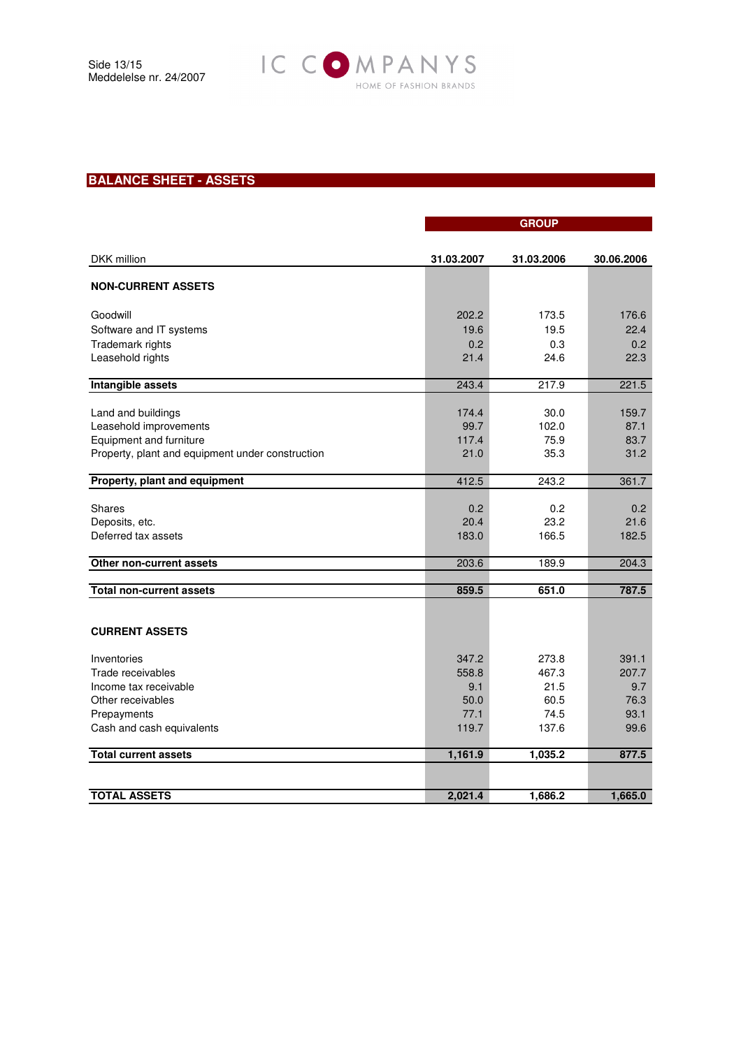## BALANCE SHEET - ASSETS

| DKK million | GROUP 31.03.2007 | 31.03.2006 | 30.06.2006 |
|---|---|---|---|
| **NON-CURRENT ASSETS** | | | |
| Goodwill | 202.2 | 173.5 | 176.6 |
| Software and IT systems | 19.6 | 19.5 | 22.4 |
| Trademark rights | 0.2 | 0.3 | 0.2 |
| Leasehold rights | 21.4 | 24.6 | 22.3 |
| **Intangible assets** | 243.4 | 217.9 | 221.5 |
| Land and buildings | 174.4 | 30.0 | 159.7 |
| Leasehold improvements | 99.7 | 102.0 | 87.1 |
| Equipment and furniture | 117.4 | 75.9 | 83.7 |
| Property, plant and equipment under construction | 21.0 | 35.3 | 31.2 |
| **Property, plant and equipment** | 412.5 | 243.2 | 361.7 |
| Shares | 0.2 | 0.2 | 0.2 |
| Deposits, etc. | 20.4 | 23.2 | 21.6 |
| Deferred tax assets | 183.0 | 166.5 | 182.5 |
| **Other non-current assets** | 203.6 | 189.9 | 204.3 |
| **Total non-current assets** | **859.5** | **651.0** | **787.5** |
| **CURRENT ASSETS** | | | |
| Inventories | 347.2 | 273.8 | 391.1 |
| Trade receivables | 558.8 | 467.3 | 207.7 |
| Income tax receivable | 9.1 | 21.5 | 9.7 |
| Other receivables | 50.0 | 60.5 | 76.3 |
| Prepayments | 77.1 | 74.5 | 93.1 |
| Cash and cash equivalents | 119.7 | 137.6 | 99.6 |
| **Total current assets** | **1,161.9** | **1,035.2** | **877.5** |
| **TOTAL ASSETS** | **2,021.4** | **1,686.2** | **1,665.0** |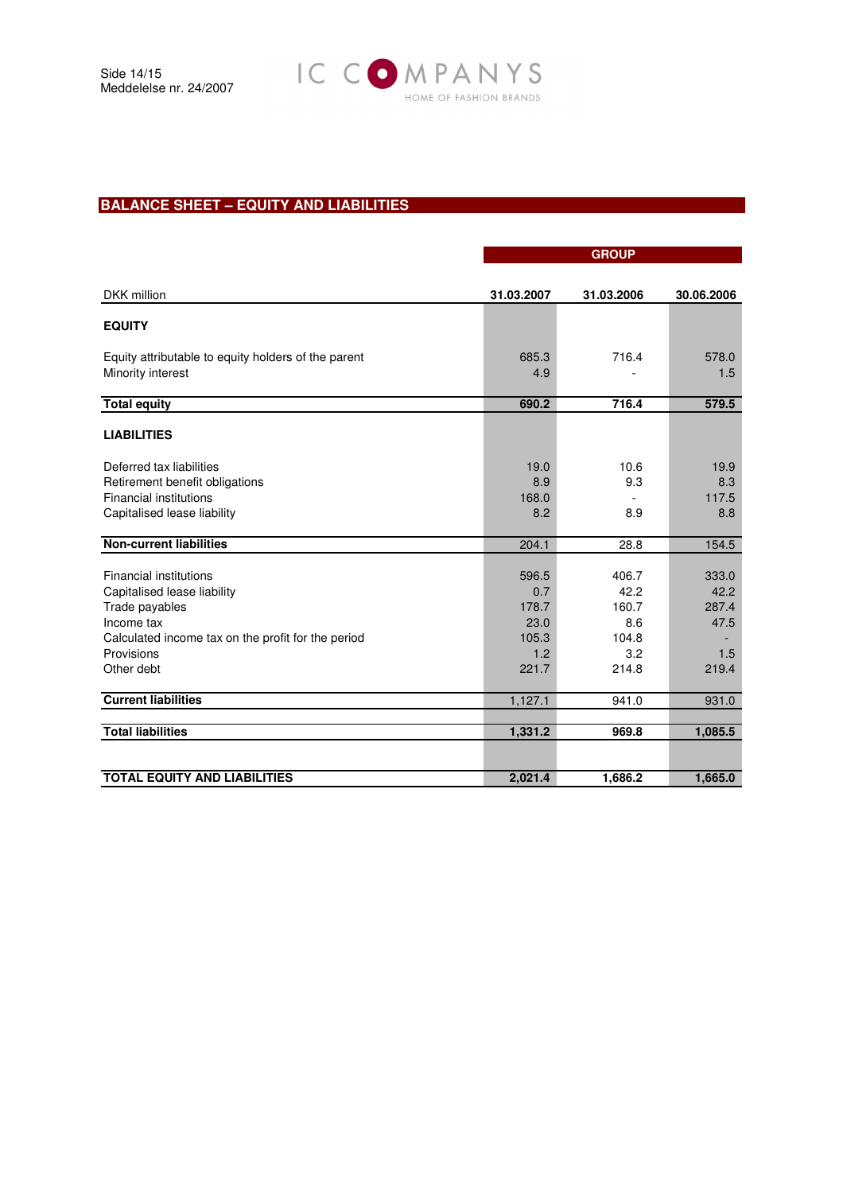## BALANCE SHEET – EQUITY AND LIABILITIES

| | GROUP | | |
|---|---|---|---|
| DKK million | 31.03.2007 | 31.03.2006 | 30.06.2006 |
| **EQUITY** | | | |
| Equity attributable to equity holders of the parent | 685.3 | 716.4 | 578.0 |
| Minority interest | 4.9 | - | 1.5 |
| **Total equity** | **690.2** | **716.4** | **579.5** |
| **LIABILITIES** | | | |
| Deferred tax liabilities | 19.0 | 10.6 | 19.9 |
| Retirement benefit obligations | 8.9 | 9.3 | 8.3 |
| Financial institutions | 168.0 | - | 117.5 |
| Capitalised lease liability | 8.2 | 8.9 | 8.8 |
| **Non-current liabilities** | 204.1 | 28.8 | 154.5 |
| Financial institutions | 596.5 | 406.7 | 333.0 |
| Capitalised lease liability | 0.7 | 42.2 | 42.2 |
| Trade payables | 178.7 | 160.7 | 287.4 |
| Income tax | 23.0 | 8.6 | 47.5 |
| Calculated income tax on the profit for the period | 105.3 | 104.8 | - |
| Provisions | 1.2 | 3.2 | 1.5 |
| Other debt | 221.7 | 214.8 | 219.4 |
| **Current liabilities** | 1,127.1 | 941.0 | 931.0 |
| **Total liabilities** | **1,331.2** | **969.8** | **1,085.5** |
| **TOTAL EQUITY AND LIABILITIES** | **2,021.4** | **1,686.2** | **1,665.0** |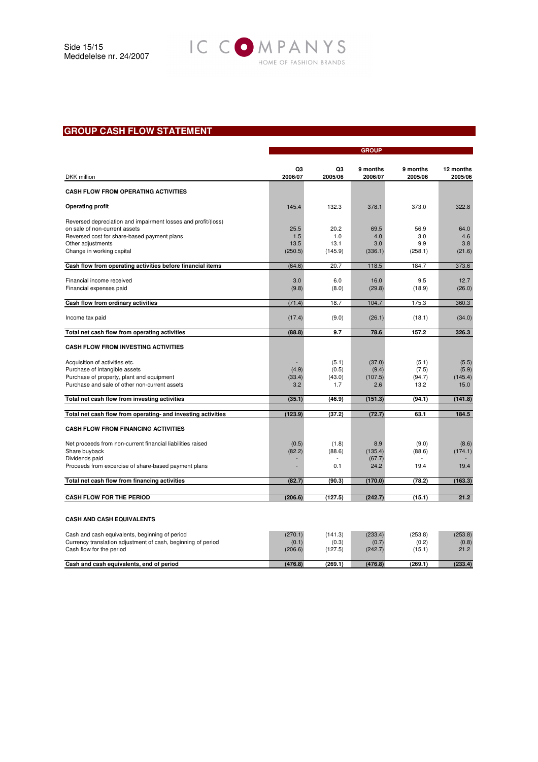## GROUP CASH FLOW STATEMENT

| | GROUP | | | | |
|---|---|---|---|---|---|
| DKK million | Q3 2006/07 | Q3 2005/06 | 9 months 2006/07 | 9 months 2005/06 | 12 months 2005/06 |
| **CASH FLOW FROM OPERATING ACTIVITIES** | | | | | |
| **Operating profit** | 145.4 | 132.3 | 378.1 | 373.0 | 322.8 |
| Reversed depreciation and impairment losses and profit/(loss) on sale of non-current assets | 25.5 | 20.2 | 69.5 | 56.9 | 64.0 |
| Reversed cost for share-based payment plans | 1.5 | 1.0 | 4.0 | 3.0 | 4.6 |
| Other adjustments | 13.5 | 13.1 | 3.0 | 9.9 | 3.8 |
| Change in working capital | (250.5) | (145.9) | (336.1) | (258.1) | (21.6) |
| **Cash flow from operating activities before financial items** | (64.6) | 20.7 | 118.5 | 184.7 | 373.6 |
| Financial income received | 3.0 | 6.0 | 16.0 | 9.5 | 12.7 |
| Financial expenses paid | (9.8) | (8.0) | (29.8) | (18.9) | (26.0) |
| **Cash flow from ordinary activities** | (71.4) | 18.7 | 104.7 | 175.3 | 360.3 |
| Income tax paid | (17.4) | (9.0) | (26.1) | (18.1) | (34.0) |
| **Total net cash flow from operating activities** | **(88.8)** | **9.7** | **78.6** | **157.2** | **326.3** |
| **CASH FLOW FROM INVESTING ACTIVITIES** | | | | | |
| Acquisition of activities etc. | - | (5.1) | (37.0) | (5.1) | (5.5) |
| Purchase of intangible assets | (4.9) | (0.5) | (9.4) | (7.5) | (5.9) |
| Purchase of property, plant and equipment | (33.4) | (43.0) | (107.5) | (94.7) | (145.4) |
| Purchase and sale of other non-current assets | 3.2 | 1.7 | 2.6 | 13.2 | 15.0 |
| **Total net cash flow from investing activities** | **(35.1)** | **(46.9)** | **(151.3)** | **(94.1)** | **(141.8)** |
| **Total net cash flow from operating- and investing activities** | **(123.9)** | **(37.2)** | **(72.7)** | **63.1** | **184.5** |
| **CASH FLOW FROM FINANCING ACTIVITIES** | | | | | |
| Net proceeds from non-current financial liabilities raised | (0.5) | (1.8) | 8.9 | (9.0) | (8.6) |
| Share buyback | (82.2) | (88.6) | (135.4) | (88.6) | (174.1) |
| Dividends paid | - | - | (67.7) | - | - |
| Proceeds from excercise of share-based payment plans | - | 0.1 | 24.2 | 19.4 | 19.4 |
| **Total net cash flow from financing activities** | **(82.7)** | **(90.3)** | **(170.0)** | **(78.2)** | **(163.3)** |
| **CASH FLOW FOR THE PERIOD** | **(206.6)** | **(127.5)** | **(242.7)** | **(15.1)** | **21.2** |
| **CASH AND CASH EQUIVALENTS** | | | | | |
| Cash and cash equivalents, beginning of period | (270.1) | (141.3) | (233.4) | (253.8) | (253.8) |
| Currency translation adjustment of cash, beginning of period | (0.1) | (0.3) | (0.7) | (0.2) | (0.8) |
| Cash flow for the period | (206.6) | (127.5) | (242.7) | (15.1) | 21.2 |
| **Cash and cash equivalents, end of period** | **(476.8)** | **(269.1)** | **(476.8)** | **(269.1)** | **(233.4)** |